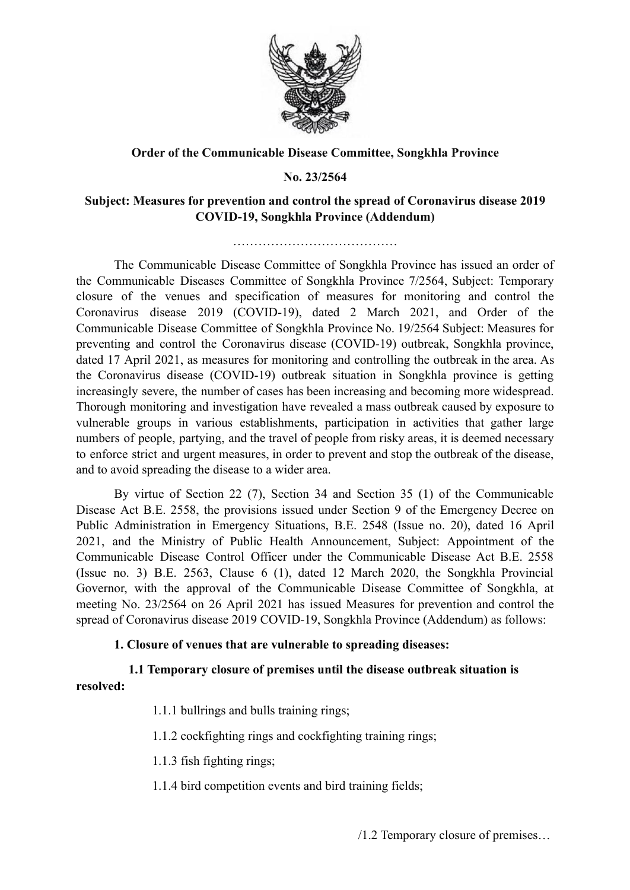**Order of the Communicable Disease Committee, Songkhla Province**

**No. 23/2564**

**Subject: Measures for prevention and control the spread of Coronavirus disease 2019 COVID-19, Songkhla Province (Addendum)**

…………………………………

The Communicable Disease Committee of Songkhla Province has issued an order of the Communicable Diseases Committee of Songkhla Province 7/2564, Subject: Temporary closure of the venues and specification of measures for monitoring and control the Coronavirus disease 2019 (COVID-19), dated 2 March 2021, and Order of the Communicable Disease Committee of Songkhla Province No. 19/2564 Subject: Measures for preventing and control the Coronavirus disease (COVID-19) outbreak, Songkhla province, dated 17 April 2021, as measures for monitoring and controlling the outbreak in the area. As the Coronavirus disease (COVID-19) outbreak situation in Songkhla province is getting increasingly severe, the number of cases has been increasing and becoming more widespread. Thorough monitoring and investigation have revealed a mass outbreak caused by exposure to vulnerable groups in various establishments, participation in activities that gather large numbers of people, partying, and the travel of people from risky areas, it is deemed necessary to enforce strict and urgent measures, in order to prevent and stop the outbreak of the disease, and to avoid spreading the disease to a wider area.

By virtue of Section 22 (7), Section 34 and Section 35 (1) of the Communicable Disease Act B.E. 2558, the provisions issued under Section 9 of the Emergency Decree on Public Administration in Emergency Situations, B.E. 2548 (Issue no. 20), dated 16 April 2021, and the Ministry of Public Health Announcement, Subject: Appointment of the Communicable Disease Control Officer under the Communicable Disease Act B.E. 2558 (Issue no. 3) B.E. 2563, Clause 6 (1), dated 12 March 2020, the Songkhla Provincial Governor, with the approval of the Communicable Disease Committee of Songkhla, at meeting No. 23/2564 on 26 April 2021 has issued Measures for prevention and control the spread of Coronavirus disease 2019 COVID-19, Songkhla Province (Addendum) as follows:

**1. Closure of venues that are vulnerable to spreading diseases:**

**1.1 Temporary closure of premises until the disease outbreak situation is resolved:**

1.1.1 bullrings and bulls training rings;

1.1.2 cockfighting rings and cockfighting training rings;

1.1.3 fish fighting rings;

1.1.4 bird competition events and bird training fields;

/1.2 Temporary closure of premises…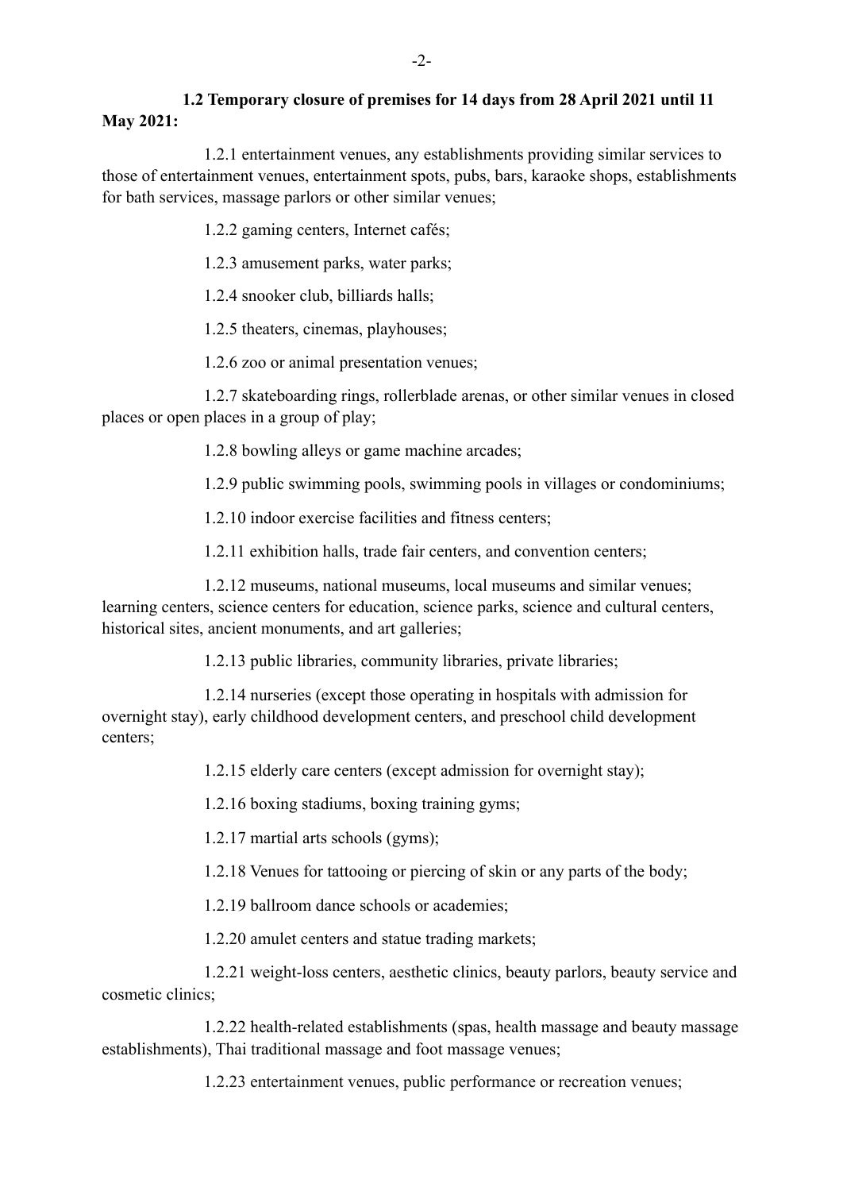**1.2 Temporary closure of premises for 14 days from 28 April 2021 until 11 May 2021:**

1.2.1 entertainment venues, any establishments providing similar services to those of entertainment venues, entertainment spots, pubs, bars, karaoke shops, establishments for bath services, massage parlors or other similar venues;

1.2.2 gaming centers, Internet cafés;

1.2.3 amusement parks, water parks;

1.2.4 snooker club, billiards halls;

1.2.5 theaters, cinemas, playhouses;

1.2.6 zoo or animal presentation venues;

1.2.7 skateboarding rings, rollerblade arenas, or other similar venues in closed places or open places in a group of play;

1.2.8 bowling alleys or game machine arcades;

1.2.9 public swimming pools, swimming pools in villages or condominiums;

1.2.10 indoor exercise facilities and fitness centers;

1.2.11 exhibition halls, trade fair centers, and convention centers;

1.2.12 museums, national museums, local museums and similar venues; learning centers, science centers for education, science parks, science and cultural centers, historical sites, ancient monuments, and art galleries;

1.2.13 public libraries, community libraries, private libraries;

1.2.14 nurseries (except those operating in hospitals with admission for overnight stay), early childhood development centers, and preschool child development centers;

1.2.15 elderly care centers (except admission for overnight stay);

1.2.16 boxing stadiums, boxing training gyms;

1.2.17 martial arts schools (gyms);

1.2.18 Venues for tattooing or piercing of skin or any parts of the body;

1.2.19 ballroom dance schools or academies;

1.2.20 amulet centers and statue trading markets;

1.2.21 weight-loss centers, aesthetic clinics, beauty parlors, beauty service and cosmetic clinics;

1.2.22 health-related establishments (spas, health massage and beauty massage establishments), Thai traditional massage and foot massage venues;

1.2.23 entertainment venues, public performance or recreation venues;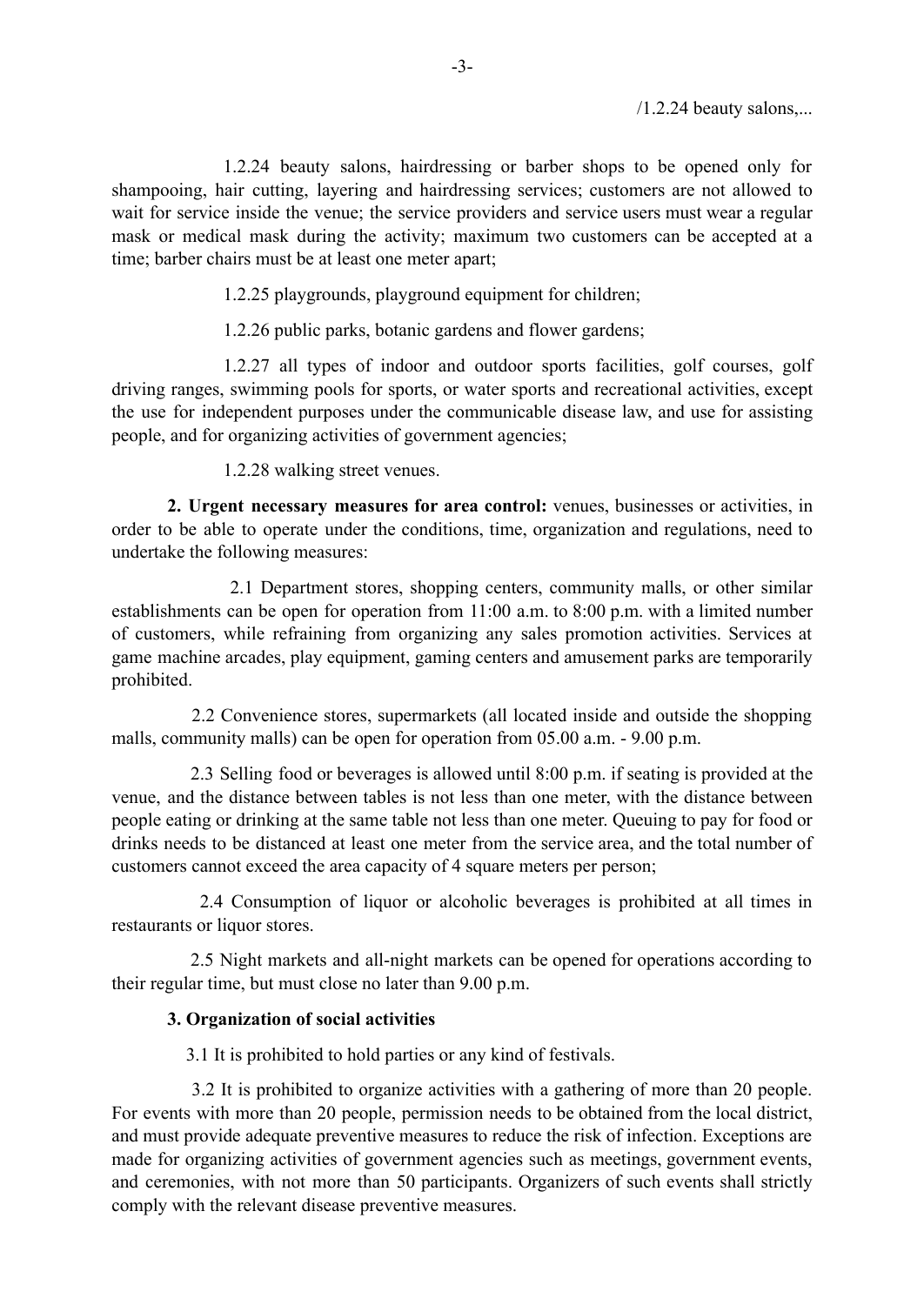1.2.24 beauty salons, hairdressing or barber shops to be opened only for shampooing, hair cutting, layering and hairdressing services; customers are not allowed to wait for service inside the venue; the service providers and service users must wear a regular mask or medical mask during the activity; maximum two customers can be accepted at a time; barber chairs must be at least one meter apart;

1.2.25 playgrounds, playground equipment for children;

1.2.26 public parks, botanic gardens and flower gardens;

1.2.27 all types of indoor and outdoor sports facilities, golf courses, golf driving ranges, swimming pools for sports, or water sports and recreational activities, except the use for independent purposes under the communicable disease law, and use for assisting people, and for organizing activities of government agencies;

1.2.28 walking street venues.

**2. Urgent necessary measures for area control:** venues, businesses or activities, in order to be able to operate under the conditions, time, organization and regulations, need to undertake the following measures:

2.1 Department stores, shopping centers, community malls, or other similar establishments can be open for operation from 11:00 a.m. to 8:00 p.m. with a limited number of customers, while refraining from organizing any sales promotion activities. Services at game machine arcades, play equipment, gaming centers and amusement parks are temporarily prohibited.

2.2 Convenience stores, supermarkets (all located inside and outside the shopping malls, community malls) can be open for operation from 05.00 a.m. - 9.00 p.m.

2.3 Selling food or beverages is allowed until 8:00 p.m. if seating is provided at the venue, and the distance between tables is not less than one meter, with the distance between people eating or drinking at the same table not less than one meter. Queuing to pay for food or drinks needs to be distanced at least one meter from the service area, and the total number of customers cannot exceed the area capacity of 4 square meters per person;

2.4 Consumption of liquor or alcoholic beverages is prohibited at all times in restaurants or liquor stores.

2.5 Night markets and all-night markets can be opened for operations according to their regular time, but must close no later than 9.00 p.m.

**3. Organization of social activities**

3.1 It is prohibited to hold parties or any kind of festivals.

3.2 It is prohibited to organize activities with a gathering of more than 20 people. For events with more than 20 people, permission needs to be obtained from the local district, and must provide adequate preventive measures to reduce the risk of infection. Exceptions are made for organizing activities of government agencies such as meetings, government events, and ceremonies, with not more than 50 participants. Organizers of such events shall strictly comply with the relevant disease preventive measures.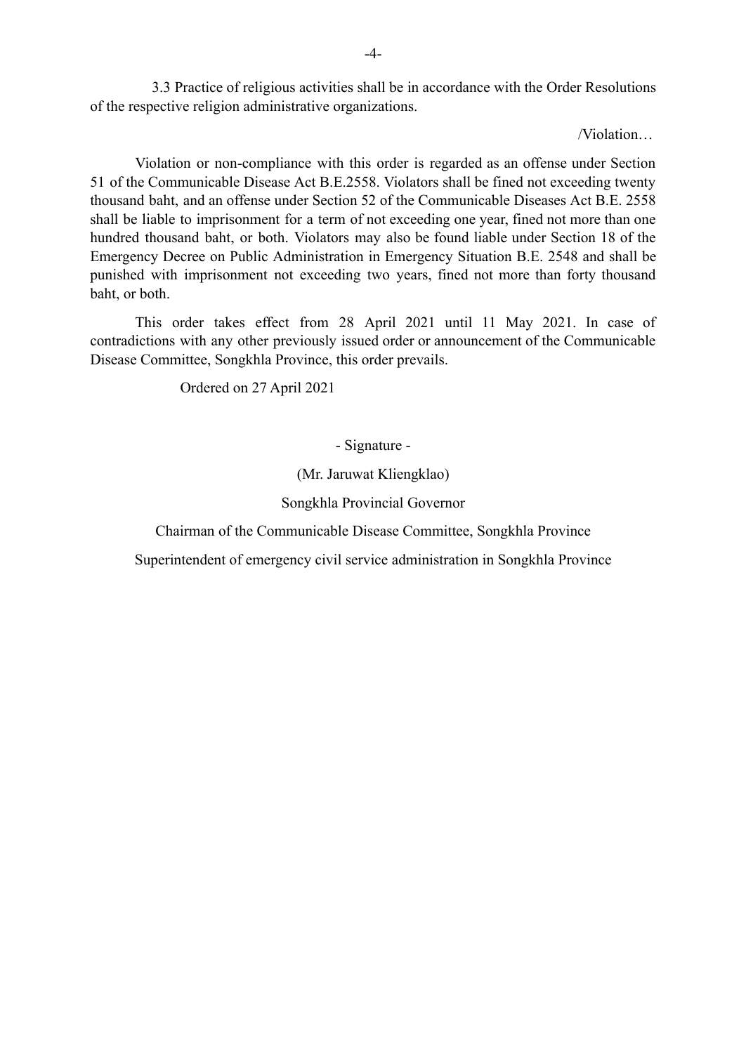3.3 Practice of religious activities shall be in accordance with the Order Resolutions of the respective religion administrative organizations.

/Violation…

Violation or non-compliance with this order is regarded as an offense under Section 51 of the Communicable Disease Act B.E.2558. Violators shall be fined not exceeding twenty thousand baht, and an offense under Section 52 of the Communicable Diseases Act B.E. 2558 shall be liable to imprisonment for a term of not exceeding one year, fined not more than one hundred thousand baht, or both. Violators may also be found liable under Section 18 of the Emergency Decree on Public Administration in Emergency Situation B.E. 2548 and shall be punished with imprisonment not exceeding two years, fined not more than forty thousand baht, or both.

This order takes effect from 28 April 2021 until 11 May 2021. In case of contradictions with any other previously issued order or announcement of the Communicable Disease Committee, Songkhla Province, this order prevails.

Ordered on 27 April 2021

- Signature -

(Mr. Jaruwat Kliengklao)

Songkhla Provincial Governor

Chairman of the Communicable Disease Committee, Songkhla Province

Superintendent of emergency civil service administration in Songkhla Province